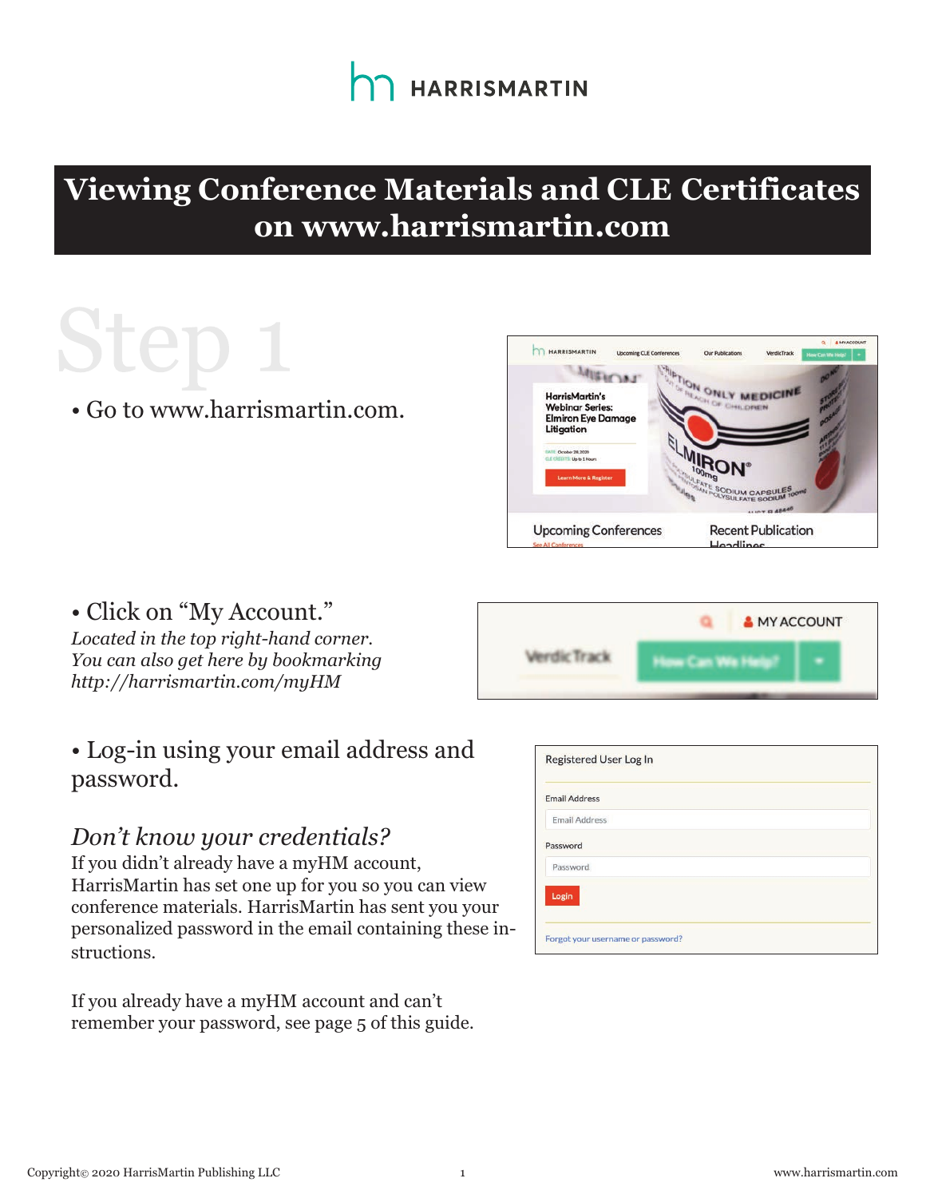HARRISMARTIN

# Viewing Conference Materials and CLE Certificates on www.harrismartin.com

## Step 1

- Go to www.harrismartin.com.

- Click on "My Account."

*Located in the top right-hand corner. You can also get here by bookmarking http://harrismartin.com/myHM*

- Log-in using your email address and password.

### *Don't know your credentials?*

If you didn't already have a myHM account, HarrisMartin has set one up for you so you can view conference materials. HarrisMartin has sent you your personalized password in the email containing these instructions.

If you already have a myHM account and can't remember your password, see page 5 of this guide.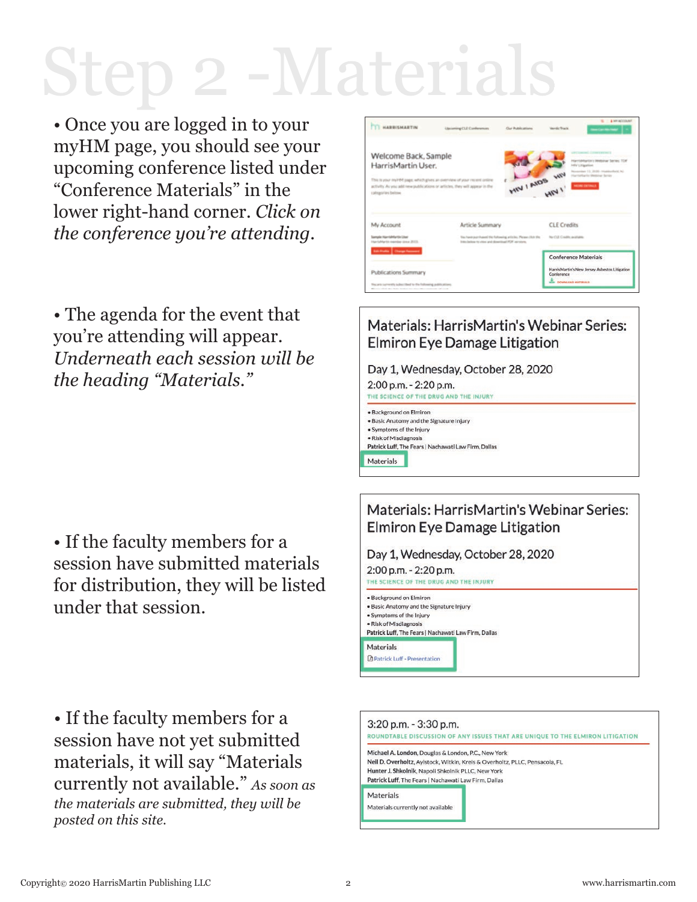# Step 2 -Materials

- Once you are logged in to your myHM page, you should see your upcoming conference listed under "Conference Materials" in the lower right-hand corner. *Click on the conference you're attending.*

- The agenda for the event that you're attending will appear. *Underneath each session will be the heading "Materials."*

- If the faculty members for a session have submitted materials for distribution, they will be listed under that session.

- If the faculty members for a session have not yet submitted materials, it will say "Materials currently not available." *As soon as the materials are submitted, they will be posted on this site.*

Welcome Back, Sample HarrisMartin User.

My Account | Article Summary | CLE Credits

Publications Summary

Conference Materials

HarrisMartin's New Jersey Asbestos Litigation Conference

DOWNLOAD MATERIALS

Materials: HarrisMartin's Webinar Series: Elmiron Eye Damage Litigation

Day 1, Wednesday, October 28, 2020

2:00 p.m. - 2:20 p.m.

THE SCIENCE OF THE DRUG AND THE INJURY

- Background on Elmiron
- Basic Anatomy and the Signature Injury
- Symptoms of the Injury
- Risk of Misdiagnosis

**Patrick Luff**, The Fears | Nachawati Law Firm, Dallas

Materials

Materials: HarrisMartin's Webinar Series: Elmiron Eye Damage Litigation

Day 1, Wednesday, October 28, 2020

2:00 p.m. - 2:20 p.m.

THE SCIENCE OF THE DRUG AND THE INJURY

- Background on Elmiron
- Basic Anatomy and the Signature Injury
- Symptoms of the Injury
- Risk of Misdiagnosis

**Patrick Luff**, The Fears | Nachawati Law Firm, Dallas

Materials

Patrick Luff - Presentation

3:20 p.m. - 3:30 p.m.

ROUNDTABLE DISCUSSION OF ANY ISSUES THAT ARE UNIQUE TO THE ELMIRON LITIGATION

**Michael A. London**, Douglas & London, P.C., New York
**Neil D. Overholtz**, Aylstock, Witkin, Kreis & Overholtz, PLLC, Pensacola, FL
**Hunter J. Shkolnik**, Napoli Shkolnik PLLC, New York
**Patrick Luff**, The Fears | Nachawati Law Firm, Dallas

Materials

Materials currently not available

Copyright© 2020 HarrisMartin Publishing LLC

www.harrismartin.com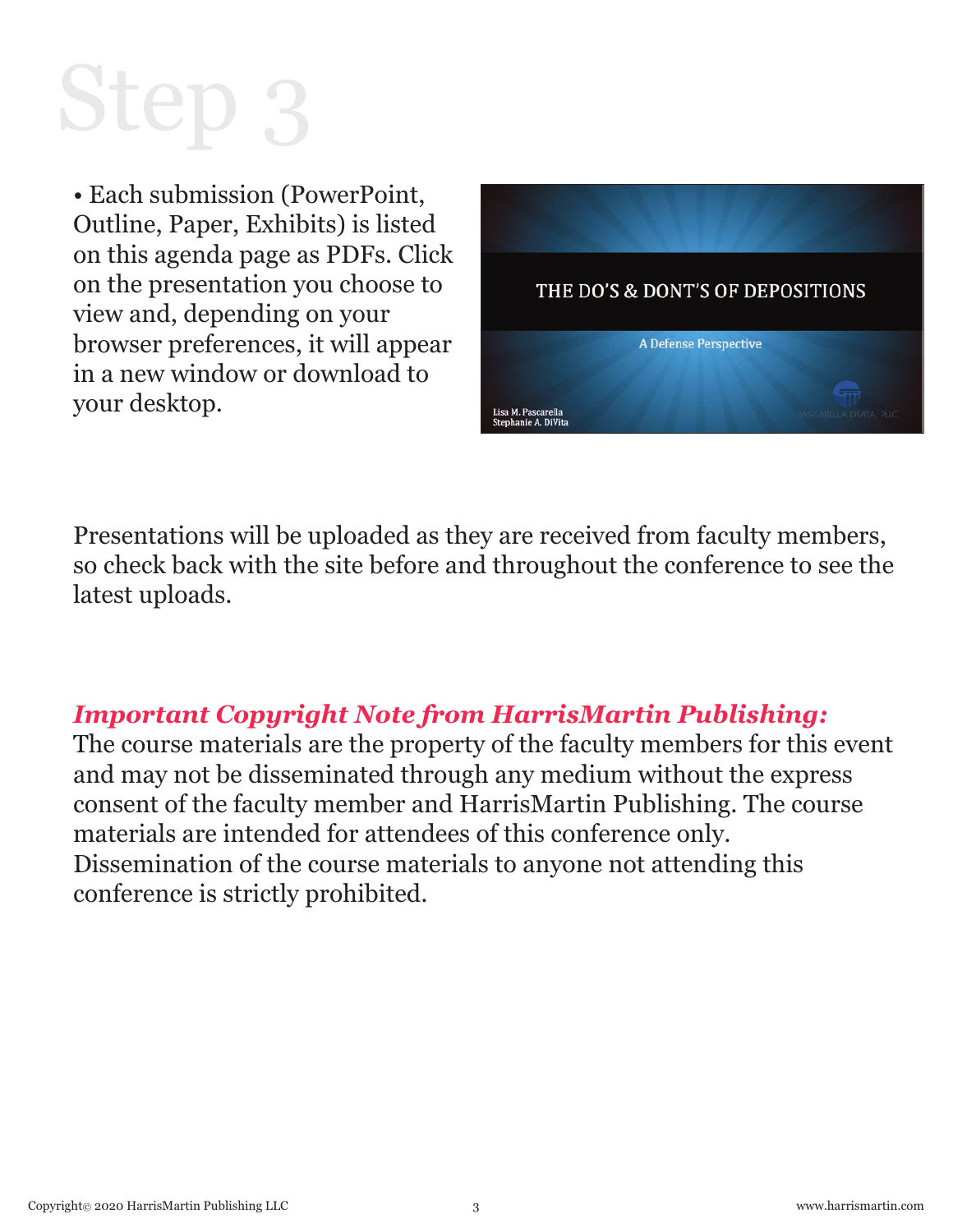# Step 3

- Each submission (PowerPoint, Outline, Paper, Exhibits) is listed on this agenda page as PDFs. Click on the presentation you choose to view and, depending on your browser preferences, it will appear in a new window or download to your desktop.

THE DO'S & DONT'S OF DEPOSITIONS

A Defense Perspective

Lisa M. Pascarella
Stephanie A. DiVita

PASCARELLA DIVITA, PLLC

Presentations will be uploaded as they are received from faculty members, so check back with the site before and throughout the conference to see the latest uploads.

***Important Copyright Note from HarrisMartin Publishing:***
The course materials are the property of the faculty members for this event and may not be disseminated through any medium without the express consent of the faculty member and HarrisMartin Publishing. The course materials are intended for attendees of this conference only. Dissemination of the course materials to anyone not attending this conference is strictly prohibited.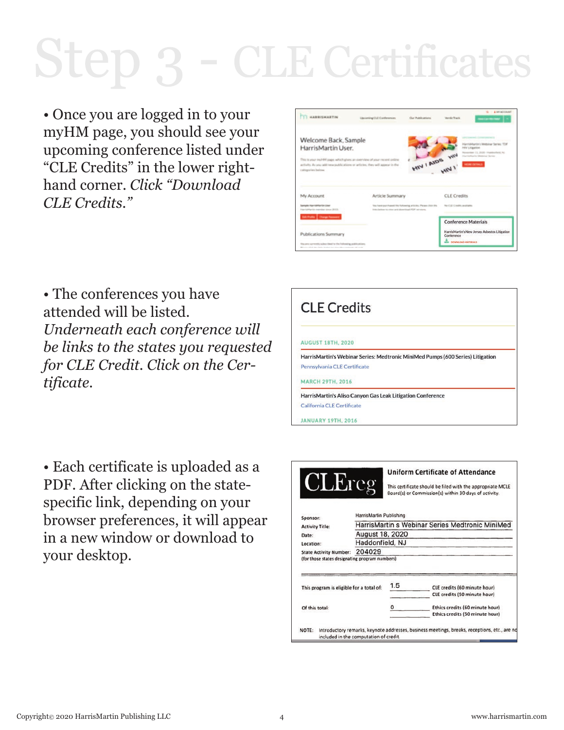# Step 3 - CLE Certificates

- Once you are logged in to your myHM page, you should see your upcoming conference listed under "CLE Credits" in the lower right-hand corner. *Click "Download CLE Credits."*

- The conferences you have attended will be listed. *Underneath each conference will be links to the states you requested for CLE Credit. Click on the Certificate.*

- Each certificate is uploaded as a PDF. After clicking on the state-specific link, depending on your browser preferences, it will appear in a new window or download to your desktop.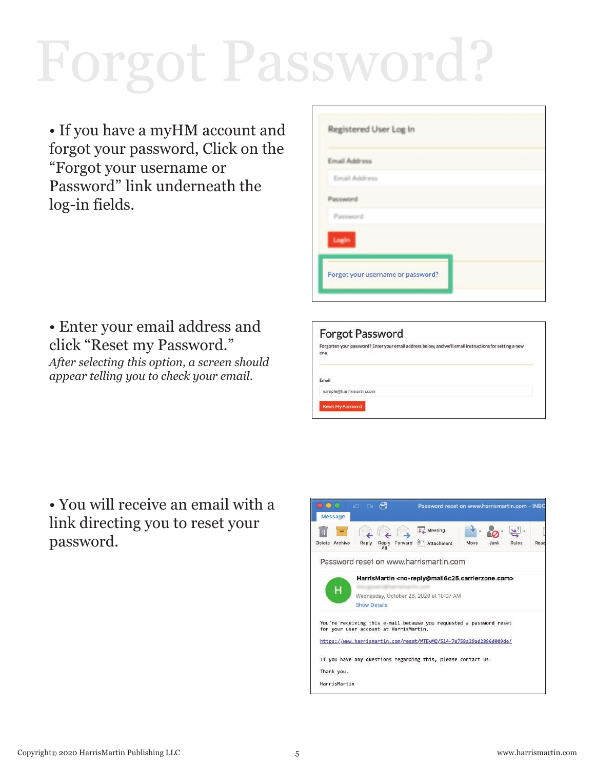# Forgot Password?

- If you have a myHM account and forgot your password, Click on the "Forgot your username or Password" link underneath the log-in fields.

- Enter your email address and click "Reset my Password."
  *After selecting this option, a screen should appear telling you to check your email.*

- You will receive an email with a link directing you to reset your password.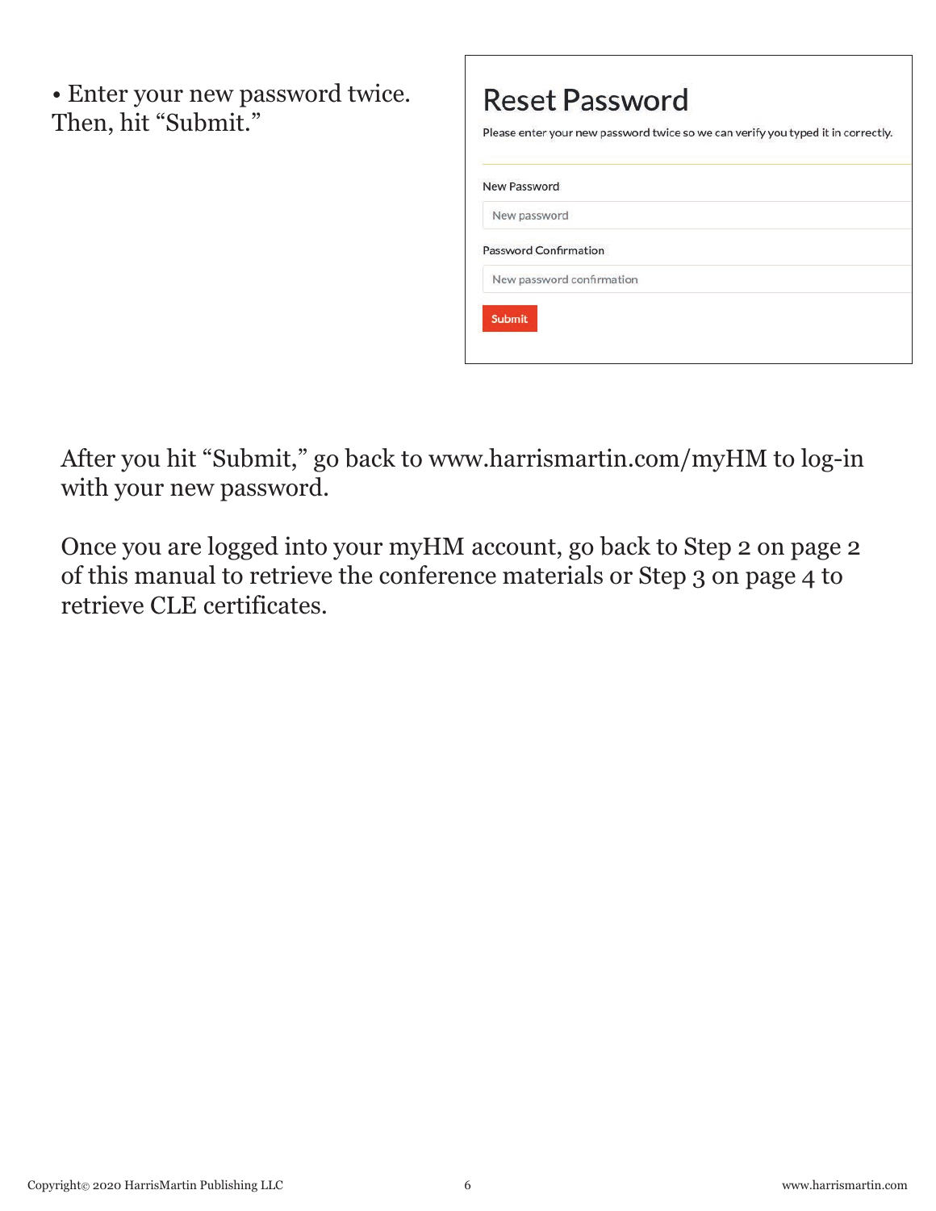- Enter your new password twice. Then, hit “Submit.”

Reset Password

Please enter your new password twice so we can verify you typed it in correctly.

New Password

New password

Password Confirmation

New password confirmation

Submit

After you hit “Submit,” go back to www.harrismartin.com/myHM to log-in with your new password.

Once you are logged into your myHM account, go back to Step 2 on page 2 of this manual to retrieve the conference materials or Step 3 on page 4 to retrieve CLE certificates.